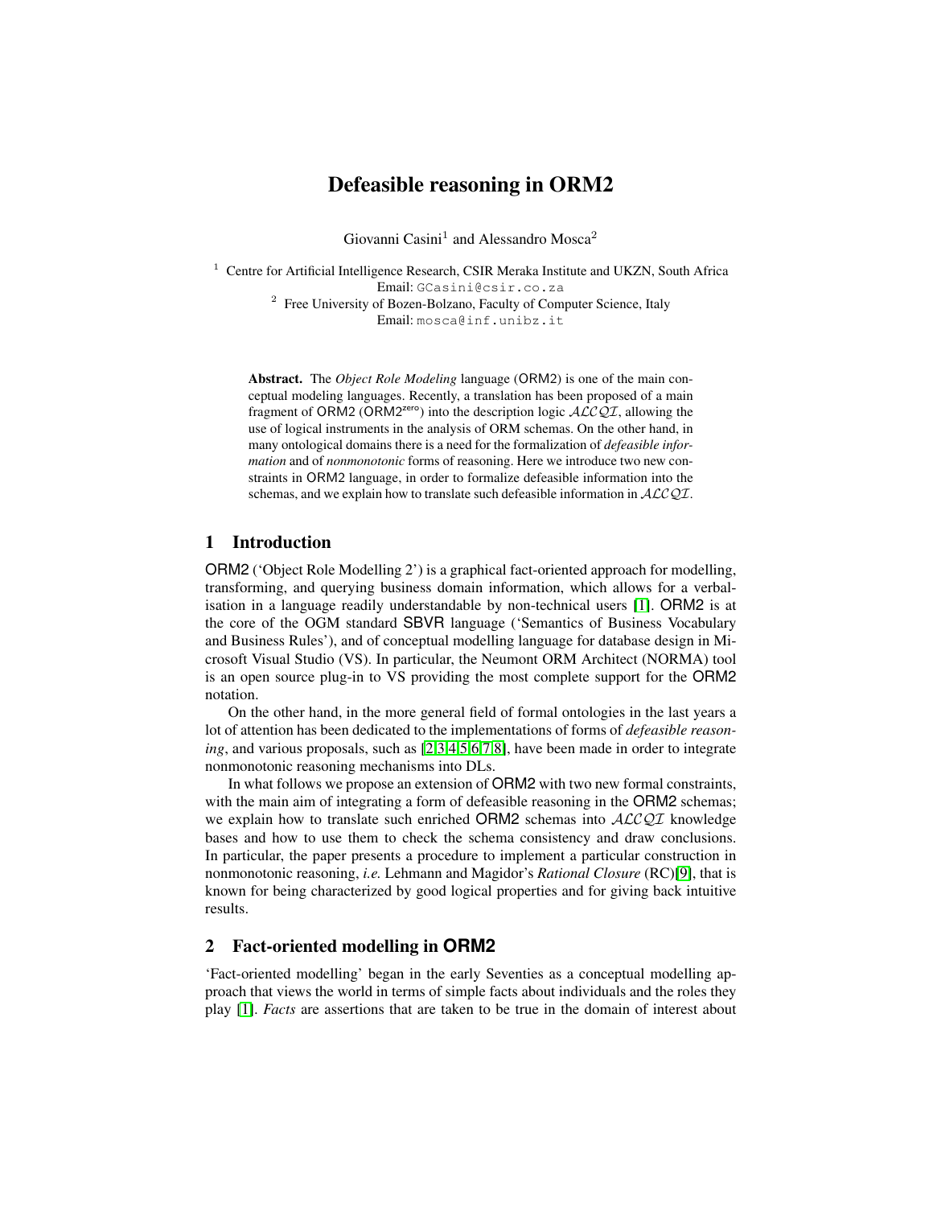# Defeasible reasoning in ORM2

Giovanni Casini[1] and Alessandro Mosca[2]

[1] Centre for Artificial Intelligence Research, CSIR Meraka Institute and UKZN, South Africa
Email: GCasini@csir.co.za

[2] Free University of Bozen-Bolzano, Faculty of Computer Science, Italy
Email: mosca@inf.unibz.it

**Abstract.** The *Object Role Modeling* language (ORM2) is one of the main conceptual modeling languages. Recently, a translation has been proposed of a main fragment of ORM2 (ORM2$^{zero}$) into the description logic $\mathcal{ALCQI}$, allowing the use of logical instruments in the analysis of ORM schemas. On the other hand, in many ontological domains there is a need for the formalization of *defeasible information* and of *nonmonotonic* forms of reasoning. Here we introduce two new constraints in ORM2 language, in order to formalize defeasible information into the schemas, and we explain how to translate such defeasible information in $\mathcal{ALCQI}$.

## 1 Introduction

ORM2 ('Object Role Modelling 2') is a graphical fact-oriented approach for modelling, transforming, and querying business domain information, which allows for a verbalisation in a language readily understandable by non-technical users [1]. ORM2 is at the core of the OGM standard SBVR language ('Semantics of Business Vocabulary and Business Rules'), and of conceptual modelling language for database design in Microsoft Visual Studio (VS). In particular, the Neumont ORM Architect (NORMA) tool is an open source plug-in to VS providing the most complete support for the ORM2 notation.

On the other hand, in the more general field of formal ontologies in the last years a lot of attention has been dedicated to the implementations of forms of *defeasible reasoning*, and various proposals, such as [2,3,4,5,6,7,8], have been made in order to integrate nonmonotonic reasoning mechanisms into DLs.

In what follows we propose an extension of ORM2 with two new formal constraints, with the main aim of integrating a form of defeasible reasoning in the ORM2 schemas; we explain how to translate such enriched ORM2 schemas into $\mathcal{ALCQI}$ knowledge bases and how to use them to check the schema consistency and draw conclusions. In particular, the paper presents a procedure to implement a particular construction in nonmonotonic reasoning, *i.e.* Lehmann and Magidor's *Rational Closure* (RC)[9], that is known for being characterized by good logical properties and for giving back intuitive results.

## 2 Fact-oriented modelling in ORM2

'Fact-oriented modelling' began in the early Seventies as a conceptual modelling approach that views the world in terms of simple facts about individuals and the roles they play [1]. *Facts* are assertions that are taken to be true in the domain of interest about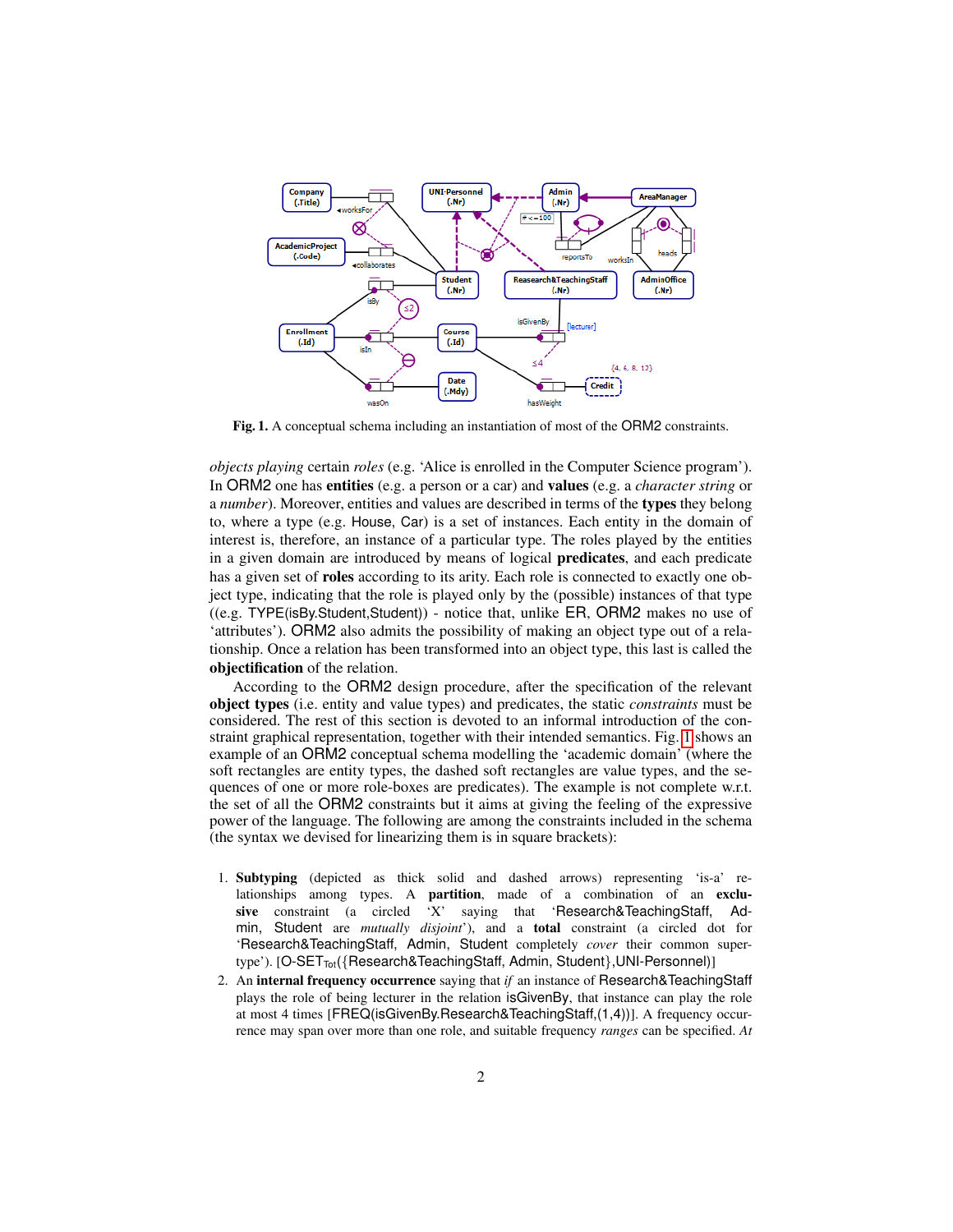**Fig. 1.** A conceptual schema including an instantiation of most of the ORM2 constraints.

*objects playing* certain *roles* (e.g. 'Alice is enrolled in the Computer Science program'). In ORM2 one has **entities** (e.g. a person or a car) and **values** (e.g. a *character string* or a *number*). Moreover, entities and values are described in terms of the **types** they belong to, where a type (e.g. House, Car) is a set of instances. Each entity in the domain of interest is, therefore, an instance of a particular type. The roles played by the entities in a given domain are introduced by means of logical **predicates**, and each predicate has a given set of **roles** according to its arity. Each role is connected to exactly one object type, indicating that the role is played only by the (possible) instances of that type ((e.g. TYPE(isBy.Student,Student)) - notice that, unlike ER, ORM2 makes no use of 'attributes'). ORM2 also admits the possibility of making an object type out of a relationship. Once a relation has been transformed into an object type, this last is called the **objectification** of the relation.

According to the ORM2 design procedure, after the specification of the relevant **object types** (i.e. entity and value types) and predicates, the static *constraints* must be considered. The rest of this section is devoted to an informal introduction of the constraint graphical representation, together with their intended semantics. Fig. 1 shows an example of an ORM2 conceptual schema modelling the 'academic domain' (where the soft rectangles are entity types, the dashed soft rectangles are value types, and the sequences of one or more role-boxes are predicates). The example is not complete w.r.t. the set of all the ORM2 constraints but it aims at giving the feeling of the expressive power of the language. The following are among the constraints included in the schema (the syntax we devised for linearizing them is in square brackets):

1. **Subtyping** (depicted as thick solid and dashed arrows) representing 'is-a' relationships among types. A **partition**, made of a combination of an **exclusive** constraint (a circled 'X' saying that 'Research&TeachingStaff, Admin, Student are *mutually disjoint*'), and a **total** constraint (a circled dot for 'Research&TeachingStaff, Admin, Student completely *cover* their common supertype'). [O-SET$_{Tot}$({Research&TeachingStaff, Admin, Student},UNI-Personnel)]
2. An **internal frequency occurrence** saying that *if* an instance of Research&TeachingStaff plays the role of being lecturer in the relation isGivenBy, that instance can play the role at most 4 times [FREQ(isGivenBy.Research&TeachingStaff,(1,4))]. A frequency occurrence may span over more than one role, and suitable frequency *ranges* can be specified. *At*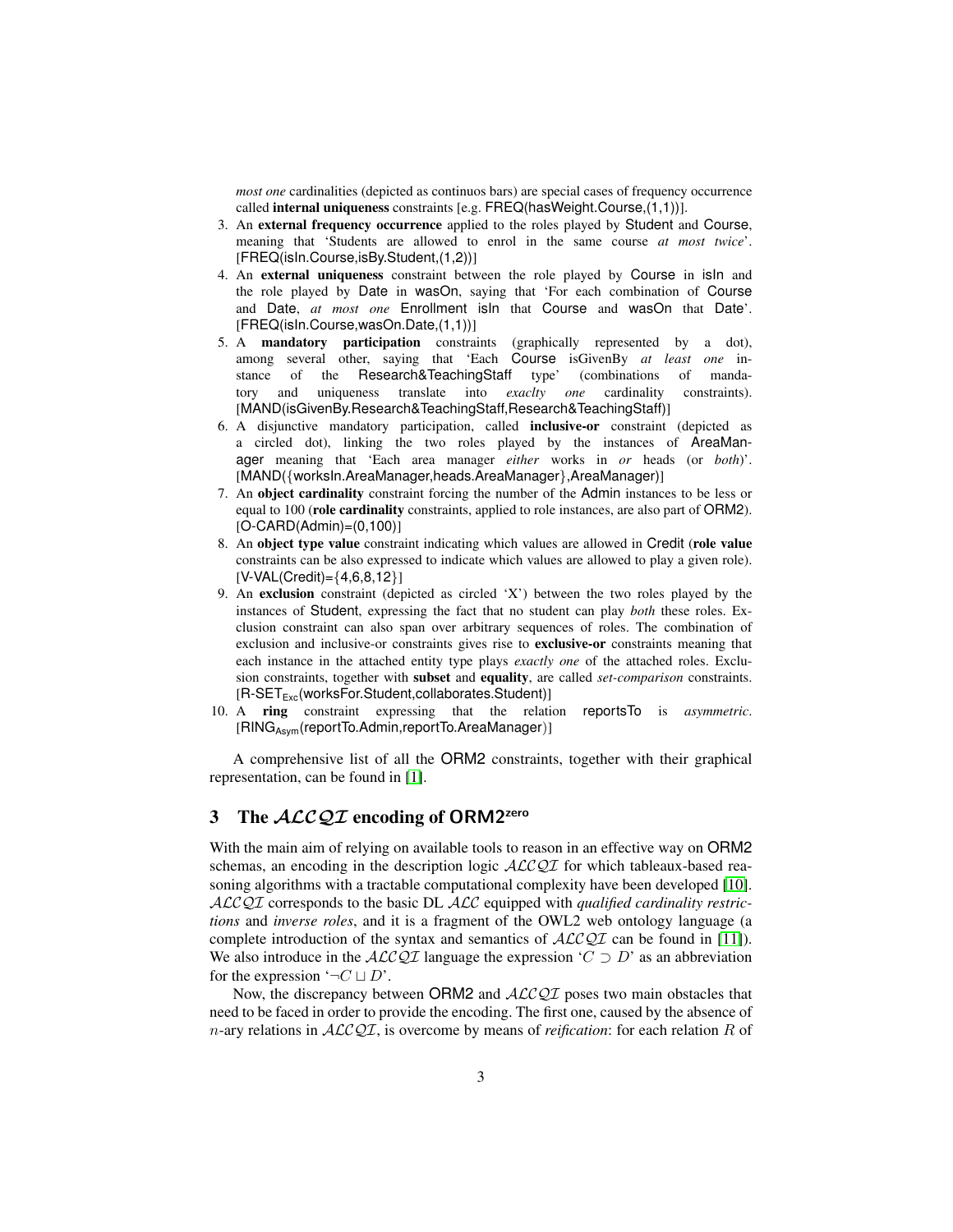*most one* cardinalities (depicted as continuos bars) are special cases of frequency occurrence called **internal uniqueness** constraints [e.g. FREQ(hasWeight.Course,(1,1))].

3. An **external frequency occurrence** applied to the roles played by Student and Course, meaning that 'Students are allowed to enrol in the same course *at most twice*'. [FREQ(isIn.Course,isBy.Student,(1,2))]
4. An **external uniqueness** constraint between the role played by Course in isIn and the role played by Date in wasOn, saying that 'For each combination of Course and Date, *at most one* Enrollment isIn that Course and wasOn that Date'. [FREQ(isIn.Course,wasOn.Date,(1,1))]
5. A **mandatory participation** constraints (graphically represented by a dot), among several other, saying that 'Each Course isGivenBy *at least one* instance of the Research&TeachingStaff type' (combinations of mandatory and uniqueness translate into *exaclty one* cardinality constraints). [MAND(isGivenBy.Research&TeachingStaff,Research&TeachingStaff)]
6. A disjunctive mandatory participation, called **inclusive-or** constraint (depicted as a circled dot), linking the two roles played by the instances of AreaManager meaning that 'Each area manager *either* works in *or* heads (or *both*)'. [MAND({worksIn.AreaManager,heads.AreaManager},AreaManager)]
7. An **object cardinality** constraint forcing the number of the Admin instances to be less or equal to 100 (**role cardinality** constraints, applied to role instances, are also part of ORM2). [O-CARD(Admin)=(0,100)]
8. An **object type value** constraint indicating which values are allowed in Credit (**role value** constraints can be also expressed to indicate which values are allowed to play a given role). [V-VAL(Credit)={4,6,8,12}]
9. An **exclusion** constraint (depicted as circled 'X') between the two roles played by the instances of Student, expressing the fact that no student can play *both* these roles. Exclusion constraint can also span over arbitrary sequences of roles. The combination of exclusion and inclusive-or constraints gives rise to **exclusive-or** constraints meaning that each instance in the attached entity type plays *exactly one* of the attached roles. Exclusion constraints, together with **subset** and **equality**, are called *set-comparison* constraints. [R-SET$_{\text{Exc}}$(worksFor.Student,collaborates.Student)]
10. A **ring** constraint expressing that the relation reportsTo is *asymmetric*. [RING$_{\text{Asym}}$(reportTo.Admin,reportTo.AreaManager)]

A comprehensive list of all the ORM2 constraints, together with their graphical representation, can be found in [1].

## 3 The $\mathcal{ALCQI}$ encoding of ORM2$^{\text{zero}}$

With the main aim of relying on available tools to reason in an effective way on ORM2 schemas, an encoding in the description logic $\mathcal{ALCQI}$ for which tableaux-based reasoning algorithms with a tractable computational complexity have been developed [10]. $\mathcal{ALCQI}$ corresponds to the basic DL $\mathcal{ALC}$ equipped with *qualified cardinality restrictions* and *inverse roles*, and it is a fragment of the OWL2 web ontology language (a complete introduction of the syntax and semantics of $\mathcal{ALCQI}$ can be found in [11]). We also introduce in the $\mathcal{ALCQI}$ language the expression '$C \supset D$' as an abbreviation for the expression '$\neg C \sqcup D$'.

Now, the discrepancy between ORM2 and $\mathcal{ALCQI}$ poses two main obstacles that need to be faced in order to provide the encoding. The first one, caused by the absence of $n$-ary relations in $\mathcal{ALCQI}$, is overcome by means of *reification*: for each relation $R$ of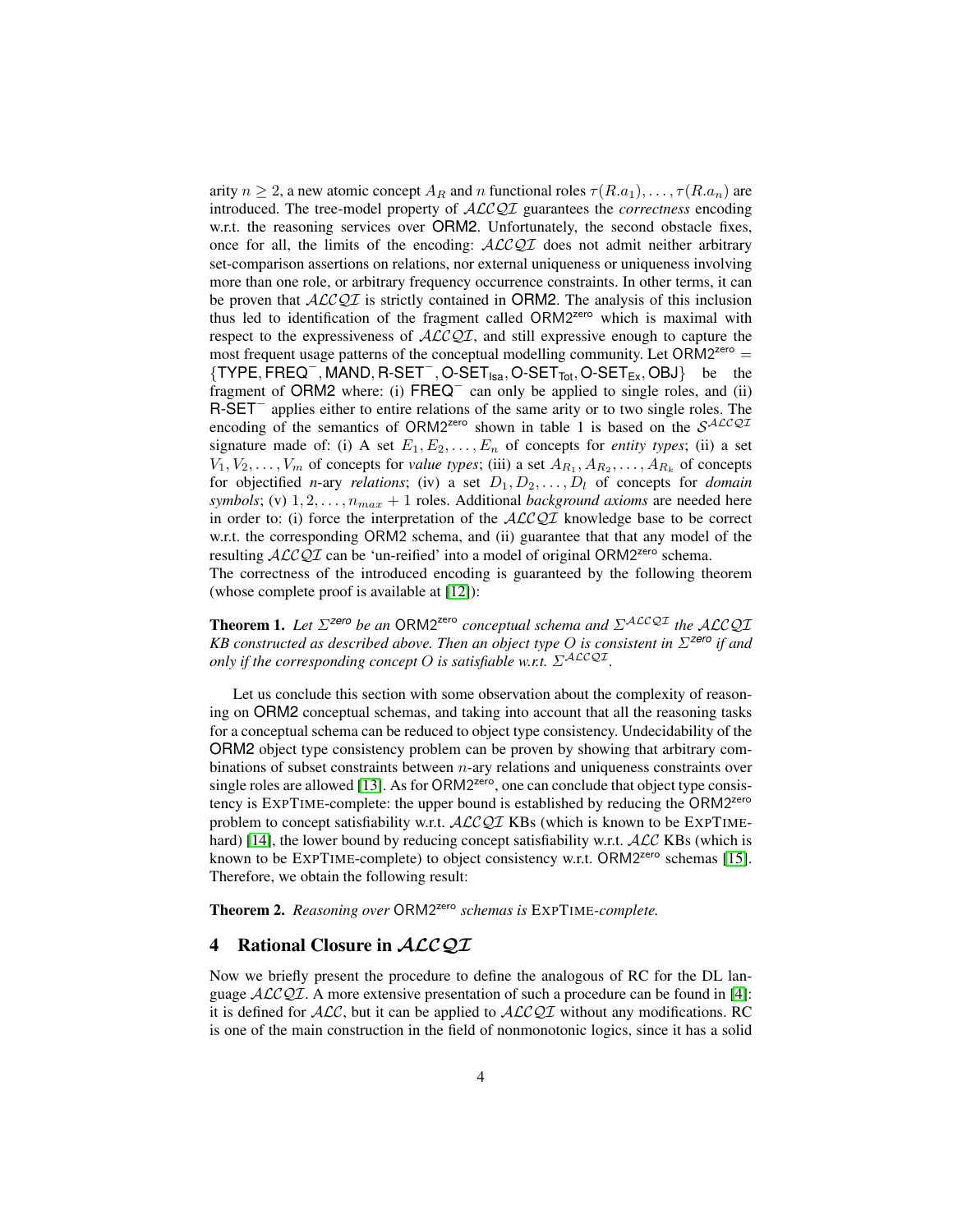arity $n \geq 2$, a new atomic concept $A_R$ and $n$ functional roles $\tau(R.a_1), \ldots, \tau(R.a_n)$ are introduced. The tree-model property of $\mathcal{ALCQI}$ guarantees the *correctness* encoding w.r.t. the reasoning services over ORM2. Unfortunately, the second obstacle fixes, once for all, the limits of the encoding: $\mathcal{ALCQI}$ does not admit neither arbitrary set-comparison assertions on relations, nor external uniqueness or uniqueness involving more than one role, or arbitrary frequency occurrence constraints. In other terms, it can be proven that $\mathcal{ALCQI}$ is strictly contained in ORM2. The analysis of this inclusion thus led to identification of the fragment called ORM2$^{\text{zero}}$ which is maximal with respect to the expressiveness of $\mathcal{ALCQI}$, and still expressive enough to capture the most frequent usage patterns of the conceptual modelling community. Let ORM2$^{\text{zero}}$ = $\{\text{TYPE}, \text{FREQ}^-, \text{MAND}, \text{R-SET}^-, \text{O-SET}_{\text{Isa}}, \text{O-SET}_{\text{Tot}}, \text{O-SET}_{\text{Ex}}, \text{OBJ}\}$ be the fragment of ORM2 where: (i) $\text{FREQ}^-$ can only be applied to single roles, and (ii) $\text{R-SET}^-$ applies either to entire relations of the same arity or to two single roles. The encoding of the semantics of ORM2$^{\text{zero}}$ shown in table 1 is based on the $\mathcal{S}^{\mathcal{ALCQI}}$ signature made of: (i) A set $E_1, E_2, \ldots, E_n$ of concepts for *entity types*; (ii) a set $V_1, V_2, \ldots, V_m$ of concepts for *value types*; (iii) a set $A_{R_1}, A_{R_2}, \ldots, A_{R_k}$ of concepts for objectified *n*-ary *relations*; (iv) a set $D_1, D_2, \ldots, D_l$ of concepts for *domain symbols*; (v) $1, 2, \ldots, n_{max} + 1$ roles. Additional *background axioms* are needed here in order to: (i) force the interpretation of the $\mathcal{ALCQI}$ knowledge base to be correct w.r.t. the corresponding ORM2 schema, and (ii) guarantee that that any model of the resulting $\mathcal{ALCQI}$ can be 'un-reified' into a model of original ORM2$^{\text{zero}}$ schema.
The correctness of the introduced encoding is guaranteed by the following theorem (whose complete proof is available at [12]):

**Theorem 1.** *Let $\Sigma^{zero}$ be an ORM2$^{\text{zero}}$ conceptual schema and $\Sigma^{\mathcal{ALCQI}}$ the $\mathcal{ALCQI}$ KB constructed as described above. Then an object type $O$ is consistent in $\Sigma^{zero}$ if and only if the corresponding concept $O$ is satisfiable w.r.t. $\Sigma^{\mathcal{ALCQI}}$.*

Let us conclude this section with some observation about the complexity of reasoning on ORM2 conceptual schemas, and taking into account that all the reasoning tasks for a conceptual schema can be reduced to object type consistency. Undecidability of the ORM2 object type consistency problem can be proven by showing that arbitrary combinations of subset constraints between $n$-ary relations and uniqueness constraints over single roles are allowed [13]. As for ORM2$^{\text{zero}}$, one can conclude that object type consistency is EXPTIME-complete: the upper bound is established by reducing the ORM2$^{\text{zero}}$ problem to concept satisfiability w.r.t. $\mathcal{ALCQI}$ KBs (which is known to be EXPTIME-hard) [14], the lower bound by reducing concept satisfiability w.r.t. $\mathcal{ALC}$ KBs (which is known to be EXPTIME-complete) to object consistency w.r.t. ORM2$^{\text{zero}}$ schemas [15]. Therefore, we obtain the following result:

**Theorem 2.** *Reasoning over ORM2$^{\text{zero}}$ schemas is EXPTIME-complete.*

## 4 Rational Closure in $\mathcal{ALCQI}$

Now we briefly present the procedure to define the analogous of RC for the DL language $\mathcal{ALCQI}$. A more extensive presentation of such a procedure can be found in [4]: it is defined for $\mathcal{ALC}$, but it can be applied to $\mathcal{ALCQI}$ without any modifications. RC is one of the main construction in the field of nonmonotonic logics, since it has a solid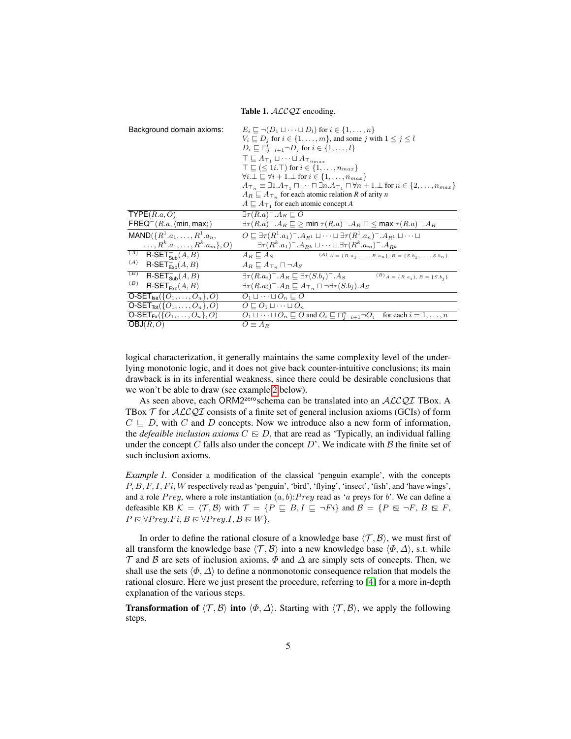**Table 1.** $\mathcal{ALCQI}$ encoding.

| | |
|---|---|
| Background domain axioms: | $E_i \sqsubseteq \neg(D_1 \sqcup \cdots \sqcup D_l)$ for $i \in \{1,\ldots,n\}$ <br> $V_i \sqsubseteq D_j$ for $i \in \{1,\ldots,m\}$, and some $j$ with $1 \leq j \leq l$ <br> $D_i \sqsubseteq \sqcap_{j=i+1}^{l} \neg D_j$ for $i \in \{1,\ldots,l\}$ <br> $\top \sqsubseteq A_{\top_1} \sqcup \cdots \sqcup A_{\top_{n_{max}}}$ <br> $\top \sqsubseteq (\leq 1 i.\top)$ for $i \in \{1,\ldots,n_{max}\}$ <br> $\forall i.\bot \sqsubseteq \forall i+1.\bot$ for $i \in \{1,\ldots,n_{max}\}$ <br> $A_{\top_n} \equiv \exists 1.A_{\top_1} \sqcap \cdots \sqcap \exists n.A_{\top_1} \sqcap \forall n+1.\bot$ for $n \in \{2,\ldots,n_{max}\}$ <br> $A_R \sqsubseteq A_{\top_n}$ for each atomic relation $R$ of arity $n$ <br> $A \sqsubseteq A_{\top_1}$ for each atomic concept $A$ |
| $\mathsf{TYPE}(R.a, O)$ | $\exists \tau(R.a)^{-}.A_R \sqsubseteq O$ |
| $\mathsf{FREQ}^{-}(R.a, \langle \mathsf{min}, \mathsf{max} \rangle)$ | $\exists \tau(R.a)^{-}.A_R \sqsubseteq \geq \mathsf{min}\ \tau(R.a)^{-}.A_R \sqcap \leq \mathsf{max}\ \tau(R.a)^{-}.A_R$ |
| $\mathsf{MAND}(\{R^1.a_1,\ldots,R^1.a_n, \ldots, R^k.a_1,\ldots,R^k.a_m\}, O)$ | $O \sqsubseteq \exists \tau(R^1.a_1)^{-}.A_{R^1} \sqcup \cdots \sqcup \exists \tau(R^1.a_n)^{-}.A_{R^1} \sqcup \cdots \sqcup \exists \tau(R^k.a_1)^{-}.A_{R^k} \sqcup \cdots \sqcup \exists \tau(R^k.a_m)^{-}.A_{R^k}$ |
| $^{(A)}$ $\mathsf{R\text{-}SET}^{-}_{\mathsf{Sub}}(A, B)$ <br> $^{(A)}$ $\mathsf{R\text{-}SET}^{-}_{\mathsf{Exc}}(A, B)$ | $A_R \sqsubseteq A_S$ <br> $A_R \sqsubseteq A_{\top_n} \sqcap \neg A_S$ <br> $^{(A)}\ A = \{R.a_1,\ldots,R.a_n\},\ B = \{S.b_1,\ldots,S.b_n\}$ |
| $^{(B)}$ $\mathsf{R\text{-}SET}^{-}_{\mathsf{Sub}}(A, B)$ <br> $^{(B)}$ $\mathsf{R\text{-}SET}^{-}_{\mathsf{Exc}}(A, B)$ | $\exists \tau(R.a_i)^{-}.A_R \sqsubseteq \exists \tau(S.b_j)^{-}.A_S$ <br> $\exists \tau(R.a_i)^{-}.A_R \sqsubseteq A_{\top_n} \sqcap \neg \exists \tau(S.b_j).A_S$ <br> $^{(B)}\ A = \{R.a_i\},\ B = \{S.b_j\}$ |
| $\mathsf{O\text{-}SET}_{\mathsf{Isa}}(\{O_1,\ldots,O_n\}, O)$ | $O_1 \sqcup \cdots \sqcup O_n \sqsubseteq O$ |
| $\mathsf{O\text{-}SET}_{\mathsf{Tot}}(\{O_1,\ldots,O_n\}, O)$ | $O \sqsubseteq O_1 \sqcup \cdots \sqcup O_n$ |
| $\mathsf{O\text{-}SET}_{\mathsf{Ex}}(\{O_1,\ldots,O_n\}, O)$ | $O_1 \sqcup \cdots \sqcup O_n \sqsubseteq O$ and $O_i \sqsubseteq \sqcap_{j=i+1}^{n} \neg O_j$ for each $i = 1,\ldots,n$ |
| $\mathsf{OBJ}(R, O)$ | $O \equiv A_R$ |

logical characterization, it generally maintains the same complexity level of the underlying monotonic logic, and it does not give back counter-intuitive conclusions; its main drawback is in its inferential weakness, since there could be desirable conclusions that we won't be able to draw (see example 2 below).

As seen above, each ORM2$^{\mathsf{zero}}$schema can be translated into an $\mathcal{ALCQI}$ TBox. A TBox $\mathcal{T}$ for $\mathcal{ALCQI}$ consists of a finite set of general inclusion axioms (GCIs) of form $C \sqsubseteq D$, with $C$ and $D$ concepts. Now we introduce also a new form of information, the *defeaible inclusion axioms* $C \mathrel{\tilde{\sqsubseteq}} D$, that are read as 'Typically, an individual falling under the concept $C$ falls also under the concept $D$'. We indicate with $\mathcal{B}$ the finite set of such inclusion axioms.

*Example 1.* Consider a modification of the classical 'penguin example', with the concepts $P, B, F, I, Fi, W$ respectively read as 'penguin', 'bird', 'flying', 'insect', 'fish', and 'have wings', and a role $Prey$, where a role instantiation $(a, b){:}Prey$ read as '$a$ preys for $b$'. We can define a defeasible KB $\mathcal{K} = \langle \mathcal{T}, \mathcal{B} \rangle$ with $\mathcal{T} = \{P \sqsubseteq B, I \sqsubseteq \neg Fi\}$ and $\mathcal{B} = \{P \mathrel{\tilde{\sqsubseteq}} \neg F, B \mathrel{\tilde{\sqsubseteq}} F, P \mathrel{\tilde{\sqsubseteq}} \forall Prey.Fi, B \mathrel{\tilde{\sqsubseteq}} \forall Prey.I, B \mathrel{\tilde{\sqsubseteq}} W\}$.

In order to define the rational closure of a knowledge base $\langle \mathcal{T}, \mathcal{B} \rangle$, we must first of all transform the knowledge base $\langle \mathcal{T}, \mathcal{B} \rangle$ into a new knowledge base $\langle \Phi, \Delta \rangle$, s.t. while $\mathcal{T}$ and $\mathcal{B}$ are sets of inclusion axioms, $\Phi$ and $\Delta$ are simply sets of concepts. Then, we shall use the sets $\langle \Phi, \Delta \rangle$ to define a nonmonotonic consequence relation that models the rational closure. Here we just present the procedure, referring to [4] for a more in-depth explanation of the various steps.

**Transformation of $\langle \mathcal{T}, \mathcal{B} \rangle$ into $\langle \Phi, \Delta \rangle$.** Starting with $\langle \mathcal{T}, \mathcal{B} \rangle$, we apply the following steps.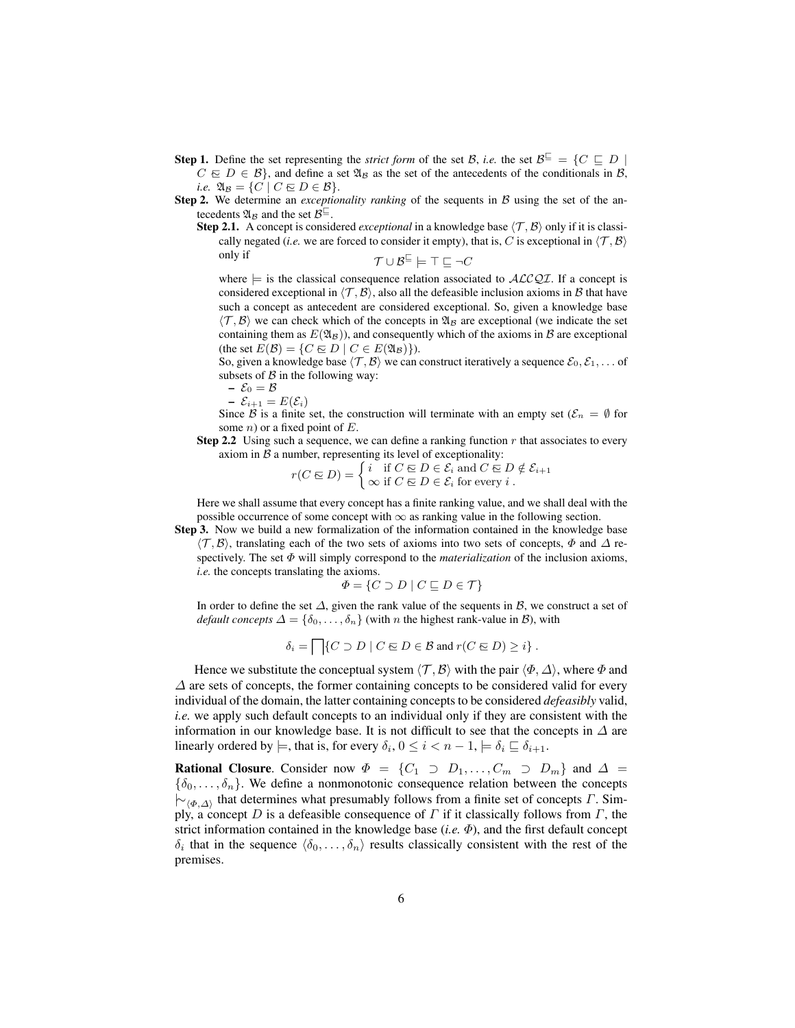**Step 1.** Define the set representing the *strict form* of the set $\mathcal{B}$, *i.e.* the set $\mathcal{B}^{\sqsubseteq} = \{C \sqsubseteq D \mid C \mathrel{\tilde{\sqsubseteq}} D \in \mathcal{B}\}$, and define a set $\mathfrak{A}_{\mathcal{B}}$ as the set of the antecedents of the conditionals in $\mathcal{B}$, *i.e.* $\mathfrak{A}_{\mathcal{B}} = \{C \mid C \mathrel{\tilde{\sqsubseteq}} D \in \mathcal{B}\}$.

**Step 2.** We determine an *exceptionality ranking* of the sequents in $\mathcal{B}$ using the set of the antecedents $\mathfrak{A}_{\mathcal{B}}$ and the set $\mathcal{B}^{\sqsubseteq}$.

**Step 2.1.** A concept is considered *exceptional* in a knowledge base $\langle \mathcal{T}, \mathcal{B} \rangle$ only if it is classically negated (*i.e.* we are forced to consider it empty), that is, $C$ is exceptional in $\langle \mathcal{T}, \mathcal{B} \rangle$ only if

$$\mathcal{T} \cup \mathcal{B}^{\sqsubseteq} \models \top \sqsubseteq \neg C$$

where $\models$ is the classical consequence relation associated to $\mathcal{ALCQI}$. If a concept is considered exceptional in $\langle \mathcal{T}, \mathcal{B} \rangle$, also all the defeasible inclusion axioms in $\mathcal{B}$ that have such a concept as antecedent are considered exceptional. So, given a knowledge base $\langle \mathcal{T}, \mathcal{B} \rangle$ we can check which of the concepts in $\mathfrak{A}_{\mathcal{B}}$ are exceptional (we indicate the set containing them as $E(\mathfrak{A}_{\mathcal{B}})$), and consequently which of the axioms in $\mathcal{B}$ are exceptional (the set $E(\mathcal{B}) = \{C \mathrel{\tilde{\sqsubseteq}} D \mid C \in E(\mathfrak{A}_{\mathcal{B}})\}$).

So, given a knowledge base $\langle \mathcal{T}, \mathcal{B} \rangle$ we can construct iteratively a sequence $\mathcal{E}_0, \mathcal{E}_1, \ldots$ of subsets of $\mathcal{B}$ in the following way:

- $\mathcal{E}_0 = \mathcal{B}$
- $\mathcal{E}_{i+1} = E(\mathcal{E}_i)$

Since $\mathcal{B}$ is a finite set, the construction will terminate with an empty set ($\mathcal{E}_n = \emptyset$ for some $n$) or a fixed point of $E$.

**Step 2.2** Using such a sequence, we can define a ranking function $r$ that associates to every axiom in $\mathcal{B}$ a number, representing its level of exceptionality:

$$r(C \mathrel{\tilde{\sqsubseteq}} D) = \begin{cases} i & \text{if } C \mathrel{\tilde{\sqsubseteq}} D \in \mathcal{E}_i \text{ and } C \mathrel{\tilde{\sqsubseteq}} D \notin \mathcal{E}_{i+1} \\ \infty & \text{if } C \mathrel{\tilde{\sqsubseteq}} D \in \mathcal{E}_i \text{ for every } i \,. \end{cases}$$

Here we shall assume that every concept has a finite ranking value, and we shall deal with the possible occurrence of some concept with $\infty$ as ranking value in the following section.

**Step 3.** Now we build a new formalization of the information contained in the knowledge base $\langle \mathcal{T}, \mathcal{B} \rangle$, translating each of the two sets of axioms into two sets of concepts, $\Phi$ and $\Delta$ respectively. The set $\Phi$ will simply correspond to the *materialization* of the inclusion axioms, *i.e.* the concepts translating the axioms.

$$\Phi = \{C \supset D \mid C \sqsubseteq D \in \mathcal{T}\}$$

In order to define the set $\Delta$, given the rank value of the sequents in $\mathcal{B}$, we construct a set of *default concepts* $\Delta = \{\delta_0, \ldots, \delta_n\}$ (with $n$ the highest rank-value in $\mathcal{B}$), with

$$\delta_i = \bigsqcap \{C \supset D \mid C \mathrel{\tilde{\sqsubseteq}} D \in \mathcal{B} \text{ and } r(C \mathrel{\tilde{\sqsubseteq}} D) \geq i\} \,.$$

Hence we substitute the conceptual system $\langle \mathcal{T}, \mathcal{B} \rangle$ with the pair $\langle \Phi, \Delta \rangle$, where $\Phi$ and $\Delta$ are sets of concepts, the former containing concepts to be considered valid for every individual of the domain, the latter containing concepts to be considered *defeasibly* valid, *i.e.* we apply such default concepts to an individual only if they are consistent with the information in our knowledge base. It is not difficult to see that the concepts in $\Delta$ are linearly ordered by $\models$, that is, for every $\delta_i$, $0 \leq i < n-1$, $\models \delta_i \sqsubseteq \delta_{i+1}$.

**Rational Closure**. Consider now $\Phi = \{C_1 \supset D_1, \ldots, C_m \supset D_m\}$ and $\Delta = \{\delta_0, \ldots, \delta_n\}$. We define a nonmonotonic consequence relation between the concepts $\mid\!\sim_{\langle \Phi, \Delta \rangle}$ that determines what presumably follows from a finite set of concepts $\Gamma$. Simply, a concept $D$ is a defeasible consequence of $\Gamma$ if it classically follows from $\Gamma$, the strict information contained in the knowledge base (*i.e.* $\Phi$), and the first default concept $\delta_i$ that in the sequence $\langle \delta_0, \ldots, \delta_n \rangle$ results classically consistent with the rest of the premises.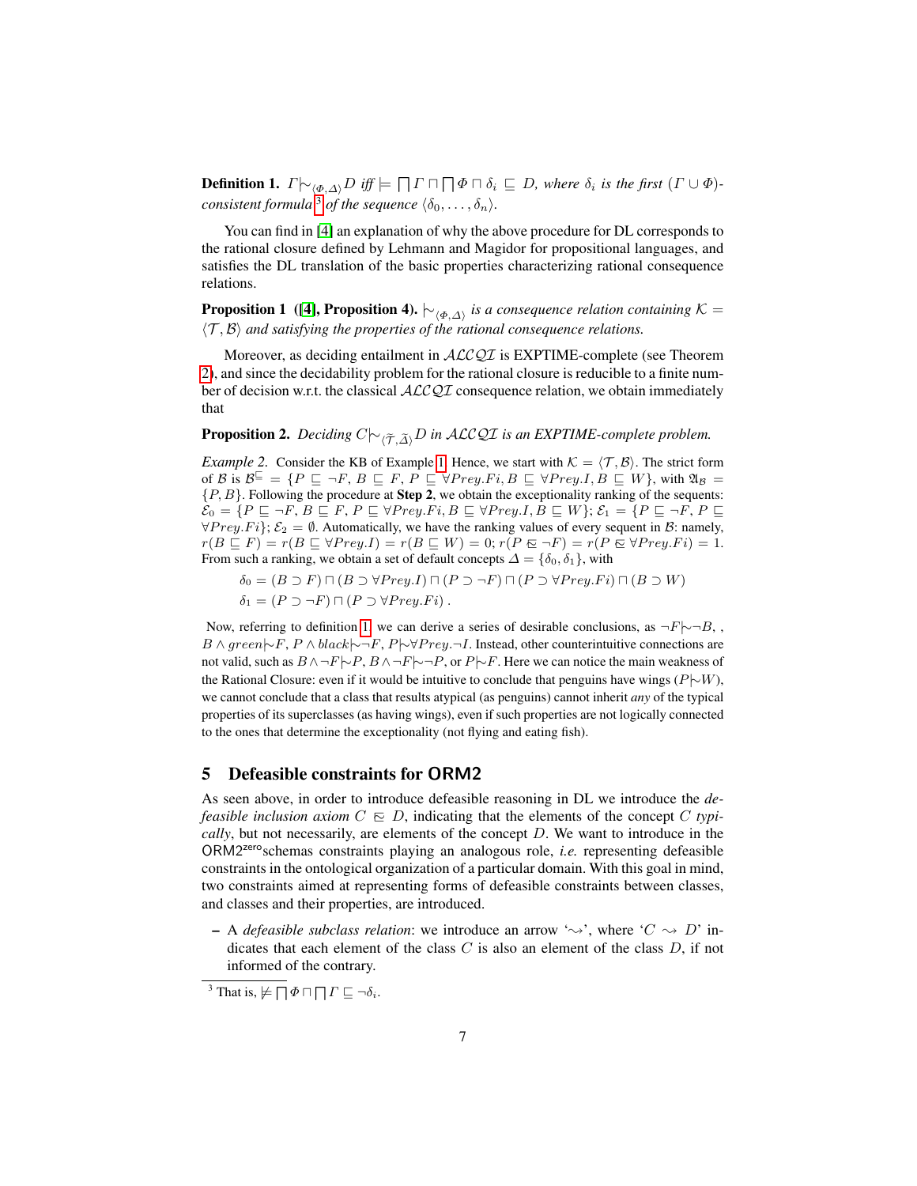**Definition 1.** $\Gamma \mid\!\sim_{\langle \Phi, \Delta \rangle} D$ *iff* $\models \bigsqcap \Gamma \sqcap \bigsqcap \Phi \sqcap \delta_i \sqsubseteq D$*, where* $\delta_i$ *is the first* $(\Gamma \cup \Phi)$*-consistent formula*[3] *of the sequence* $\langle \delta_0, \ldots, \delta_n \rangle$.

You can find in [4] an explanation of why the above procedure for DL corresponds to the rational closure defined by Lehmann and Magidor for propositional languages, and satisfies the DL translation of the basic properties characterizing rational consequence relations.

**Proposition 1 ([4], Proposition 4).** $\mid\!\sim_{\langle \Phi, \Delta \rangle}$ *is a consequence relation containing* $\mathcal{K} = \langle \mathcal{T}, \mathcal{B} \rangle$ *and satisfying the properties of the rational consequence relations.*

Moreover, as deciding entailment in $\mathcal{ALCQI}$ is EXPTIME-complete (see Theorem 2), and since the decidability problem for the rational closure is reducible to a finite number of decision w.r.t. the classical $\mathcal{ALCQI}$ consequence relation, we obtain immediately that

**Proposition 2.** *Deciding* $C \mid\!\sim_{\langle \widetilde{\mathcal{T}}, \widetilde{\Delta} \rangle} D$ *in* $\mathcal{ALCQI}$ *is an EXPTIME-complete problem.*

*Example 2.* Consider the KB of Example 1. Hence, we start with $\mathcal{K} = \langle \mathcal{T}, \mathcal{B} \rangle$. The strict form of $\mathcal{B}$ is $\mathcal{B}^{\sqsubseteq} = \{P \sqsubseteq \neg F, B \sqsubseteq F, P \sqsubseteq \forall Prey.Fi, B \sqsubseteq \forall Prey.I, B \sqsubseteq W\}$, with $\mathfrak{A}_{\mathcal{B}} = \{P, B\}$. Following the procedure at **Step 2**, we obtain the exceptionality ranking of the sequents: $\mathcal{E}_0 = \{P \sqsubseteq \neg F, B \sqsubseteq F, P \sqsubseteq \forall Prey.Fi, B \sqsubseteq \forall Prey.I, B \sqsubseteq W\}$; $\mathcal{E}_1 = \{P \sqsubseteq \neg F, P \sqsubseteq \forall Prey.Fi\}$; $\mathcal{E}_2 = \emptyset$. Automatically, we have the ranking values of every sequent in $\mathcal{B}$: namely, $r(B \sqsubseteq F) = r(B \sqsubseteq \forall Prey.I) = r(B \sqsubseteq W) = 0$; $r(P \mathrel{\tilde{\sqsubseteq}} \neg F) = r(P \mathrel{\tilde{\sqsubseteq}} \forall Prey.Fi) = 1$. From such a ranking, we obtain a set of default concepts $\Delta = \{\delta_0, \delta_1\}$, with

$$\delta_0 = (B \supset F) \sqcap (B \supset \forall Prey.I) \sqcap (P \supset \neg F) \sqcap (P \supset \forall Prey.Fi) \sqcap (B \supset W)$$
$$\delta_1 = (P \supset \neg F) \sqcap (P \supset \forall Prey.Fi) \,.$$

Now, referring to definition 1, we can derive a series of desirable conclusions, as $\neg F \mid\!\sim \neg B$, , $B \wedge green \mid\!\sim F$, $P \wedge black \mid\!\sim \neg F$, $P \mid\!\sim \forall Prey.\neg I$. Instead, other counterintuitive connections are not valid, such as $B \wedge \neg F \mid\!\sim P$, $B \wedge \neg F \mid\!\sim \neg P$, or $P \mid\!\sim F$. Here we can notice the main weakness of the Rational Closure: even if it would be intuitive to conclude that penguins have wings ($P \mid\!\sim W$), we cannot conclude that a class that results atypical (as penguins) cannot inherit *any* of the typical properties of its superclasses (as having wings), even if such properties are not logically connected to the ones that determine the exceptionality (not flying and eating fish).

## 5 Defeasible constraints for ORM2

As seen above, in order to introduce defeasible reasoning in DL we introduce the *defeasible inclusion axiom* $C \mathrel{\tilde{\sqsubseteq}} D$, indicating that the elements of the concept $C$ *typically*, but not necessarily, are elements of the concept $D$. We want to introduce in the ORM2$^{\text{zero}}$schemas constraints playing an analogous role, *i.e.* representing defeasible constraints in the ontological organization of a particular domain. With this goal in mind, two constraints aimed at representing forms of defeasible constraints between classes, and classes and their properties, are introduced.

– A *defeasible subclass relation*: we introduce an arrow '$\rightsquigarrow$', where '$C \rightsquigarrow D$' indicates that each element of the class $C$ is also an element of the class $D$, if not informed of the contrary.

[3] That is, $\not\models \bigsqcap \Phi \sqcap \bigsqcap \Gamma \sqsubseteq \neg \delta_i$.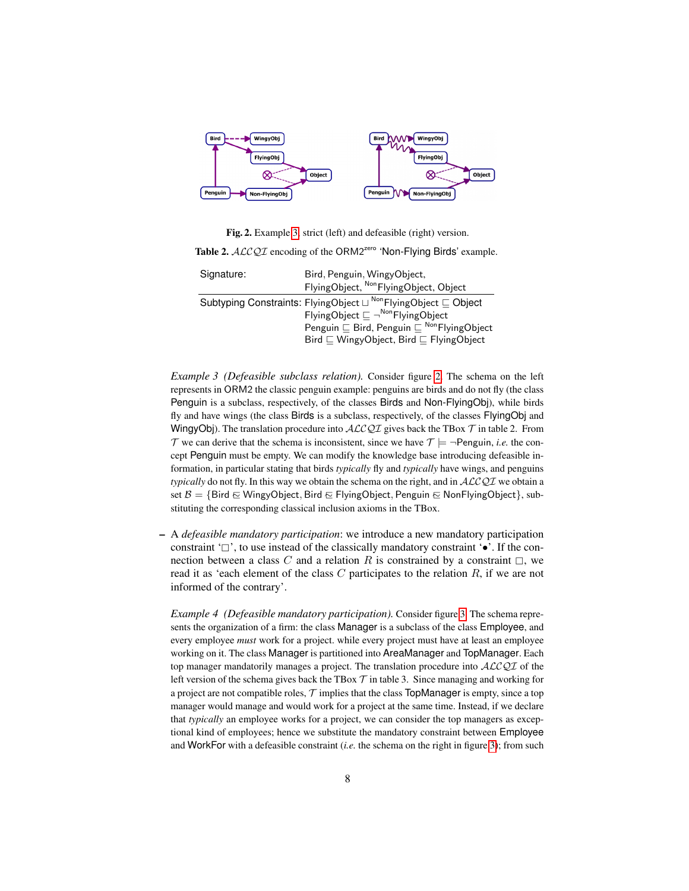**Fig. 2.** Example 3: strict (left) and defeasible (right) version.

**Table 2.** $\mathcal{ALCQI}$ encoding of the ORM2$^{\text{zero}}$ 'Non-Flying Birds' example.

| Signature: | Bird, Penguin, WingyObject, FlyingObject, $^{\text{Non}}$FlyingObject, Object |
|---|---|
| Subtyping Constraints: | FlyingObject $\sqcup$ $^{\text{Non}}$FlyingObject $\sqsubseteq$ Object<br>FlyingObject $\sqsubseteq \neg^{\text{Non}}$FlyingObject<br>Penguin $\sqsubseteq$ Bird, Penguin $\sqsubseteq$ $^{\text{Non}}$FlyingObject<br>Bird $\sqsubseteq$ WingyObject, Bird $\sqsubseteq$ FlyingObject |

*Example 3 (Defeasible subclass relation).* Consider figure 2. The schema on the left represents in ORM2 the classic penguin example: penguins are birds and do not fly (the class Penguin is a subclass, respectively, of the classes Birds and Non-FlyingObj), while birds fly and have wings (the class Birds is a subclass, respectively, of the classes FlyingObj and WingyObj). The translation procedure into $\mathcal{ALCQI}$ gives back the TBox $\mathcal{T}$ in table 2. From $\mathcal{T}$ we can derive that the schema is inconsistent, since we have $\mathcal{T} \models \neg$Penguin, *i.e.* the concept Penguin must be empty. We can modify the knowledge base introducing defeasible information, in particular stating that birds *typically* fly and *typically* have wings, and penguins *typically* do not fly. In this way we obtain the schema on the right, and in $\mathcal{ALCQI}$ we obtain a set $\mathcal{B} = \{$Bird $\sqsubseteq\!\!\!\sim$ WingyObject, Bird $\sqsubseteq\!\!\!\sim$ FlyingObject, Penguin $\sqsubseteq\!\!\!\sim$ NonFlyingObject$\}$, substituting the corresponding classical inclusion axioms in the TBox.

– A *defeasible mandatory participation*: we introduce a new mandatory participation constraint '$\square$', to use instead of the classically mandatory constraint '$\bullet$'. If the connection between a class $C$ and a relation $R$ is constrained by a constraint $\square$, we read it as 'each element of the class $C$ participates to the relation $R$, if we are not informed of the contrary'.

*Example 4 (Defeasible mandatory participation).* Consider figure 3. The schema represents the organization of a firm: the class Manager is a subclass of the class Employee, and every employee *must* work for a project. while every project must have at least an employee working on it. The class Manager is partitioned into AreaManager and TopManager. Each top manager mandatorily manages a project. The translation procedure into $\mathcal{ALCQI}$ of the left version of the schema gives back the TBox $\mathcal{T}$ in table 3. Since managing and working for a project are not compatible roles, $\mathcal{T}$ implies that the class TopManager is empty, since a top manager would manage and would work for a project at the same time. Instead, if we declare that *typically* an employee works for a project, we can consider the top managers as exceptional kind of employees; hence we substitute the mandatory constraint between Employee and WorkFor with a defeasible constraint (*i.e.* the schema on the right in figure 3); from such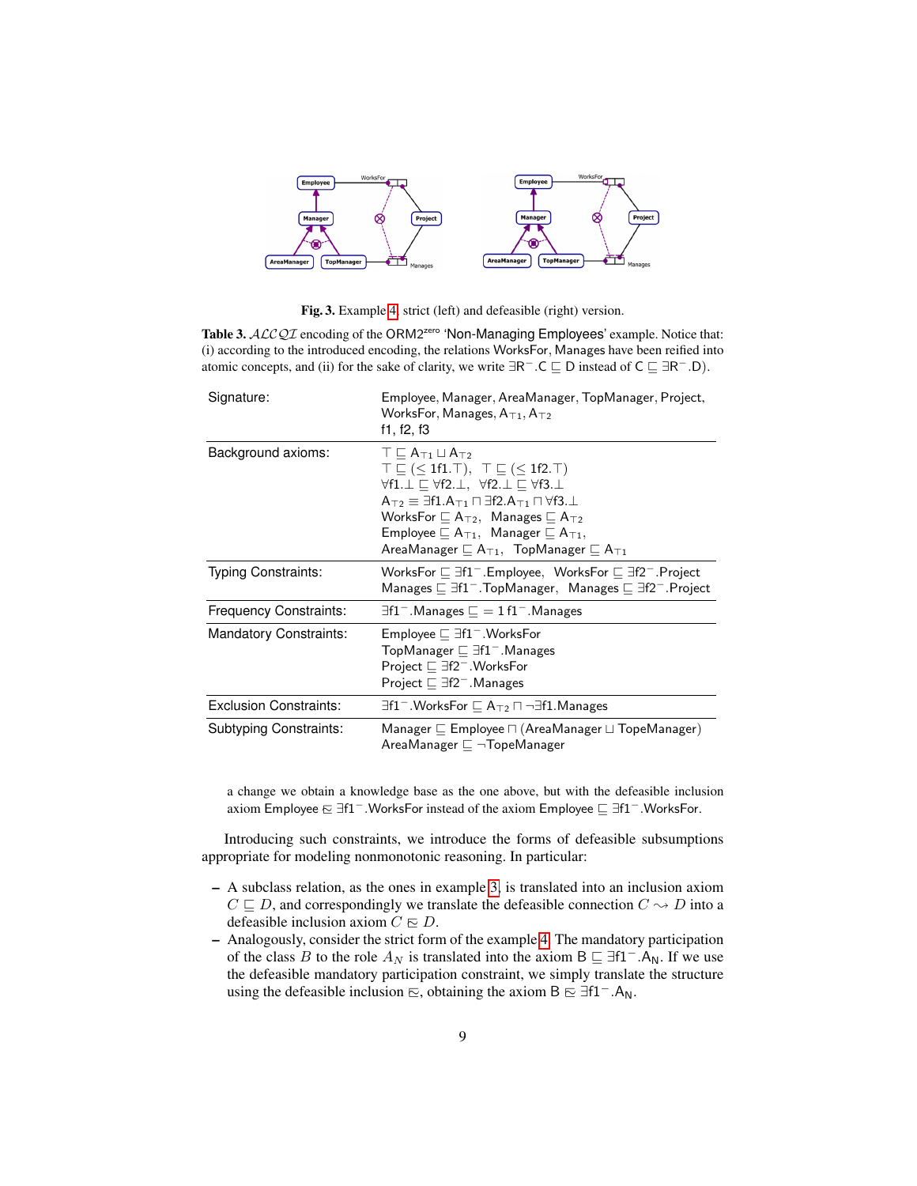Fig. 3. Example 4: strict (left) and defeasible (right) version.

**Table 3.** $\mathcal{ALCQI}$ encoding of the ORM2$^{\text{zero}}$ 'Non-Managing Employees' example. Notice that: (i) according to the introduced encoding, the relations WorksFor, Manages have been reified into atomic concepts, and (ii) for the sake of clarity, we write $\exists R^{-}.C \sqsubseteq D$ instead of $C \sqsubseteq \exists R^{-}.D$).

| | |
|---|---|
| Signature: | Employee, Manager, AreaManager, TopManager, Project, WorksFor, Manages, $A_{\top 1}$, $A_{\top 2}$ f1, f2, f3 |
| Background axioms: | $\top \sqsubseteq A_{\top 1} \sqcup A_{\top 2}$ <br> $\top \sqsubseteq (\leq 1 f1.\top)$, $\top \sqsubseteq (\leq 1 f2.\top)$ <br> $\forall f1.\bot \sqsubseteq \forall f2.\bot$, $\forall f2.\bot \sqsubseteq \forall f3.\bot$ <br> $A_{\top 2} \equiv \exists f1.A_{\top 1} \sqcap \exists f2.A_{\top 1} \sqcap \forall f3.\bot$ <br> $\mathsf{WorksFor} \sqsubseteq A_{\top 2}$, $\mathsf{Manages} \sqsubseteq A_{\top 2}$ <br> $\mathsf{Employee} \sqsubseteq A_{\top 1}$, $\mathsf{Manager} \sqsubseteq A_{\top 1}$, <br> $\mathsf{AreaManager} \sqsubseteq A_{\top 1}$, $\mathsf{TopManager} \sqsubseteq A_{\top 1}$ |
| Typing Constraints: | $\mathsf{WorksFor} \sqsubseteq \exists f1^{-}.\mathsf{Employee}$, $\mathsf{WorksFor} \sqsubseteq \exists f2^{-}.\mathsf{Project}$ <br> $\mathsf{Manages} \sqsubseteq \exists f1^{-}.\mathsf{TopManager}$, $\mathsf{Manages} \sqsubseteq \exists f2^{-}.\mathsf{Project}$ |
| Frequency Constraints: | $\exists f1^{-}.\mathsf{Manages} \sqsubseteq = 1\, f1^{-}.\mathsf{Manages}$ |
| Mandatory Constraints: | $\mathsf{Employee} \sqsubseteq \exists f1^{-}.\mathsf{WorksFor}$ <br> $\mathsf{TopManager} \sqsubseteq \exists f1^{-}.\mathsf{Manages}$ <br> $\mathsf{Project} \sqsubseteq \exists f2^{-}.\mathsf{WorksFor}$ <br> $\mathsf{Project} \sqsubseteq \exists f2^{-}.\mathsf{Manages}$ |
| Exclusion Constraints: | $\exists f1^{-}.\mathsf{WorksFor} \sqsubseteq A_{\top 2} \sqcap \neg \exists f1.\mathsf{Manages}$ |
| Subtyping Constraints: | $\mathsf{Manager} \sqsubseteq \mathsf{Employee} \sqcap (\mathsf{AreaManager} \sqcup \mathsf{TopeManager})$ <br> $\mathsf{AreaManager} \sqsubseteq \neg \mathsf{TopeManager}$ |

a change we obtain a knowledge base as the one above, but with the defeasible inclusion axiom $\mathsf{Employee} \precsim \exists f1^{-}.\mathsf{WorksFor}$ instead of the axiom $\mathsf{Employee} \sqsubseteq \exists f1^{-}.\mathsf{WorksFor}$.

Introducing such constraints, we introduce the forms of defeasible subsumptions appropriate for modeling nonmonotonic reasoning. In particular:

– A subclass relation, as the ones in example 3, is translated into an inclusion axiom $C \sqsubseteq D$, and correspondingly we translate the defeasible connection $C \rightsquigarrow D$ into a defeasible inclusion axiom $C \precsim D$.
– Analogously, consider the strict form of the example 4. The mandatory participation of the class $B$ to the role $A_N$ is translated into the axiom $\mathsf{B} \sqsubseteq \exists f1^{-}.\mathsf{A_N}$. If we use the defeasible mandatory participation constraint, we simply translate the structure using the defeasible inclusion $\precsim$, obtaining the axiom $\mathsf{B} \precsim \exists f1^{-}.\mathsf{A_N}$.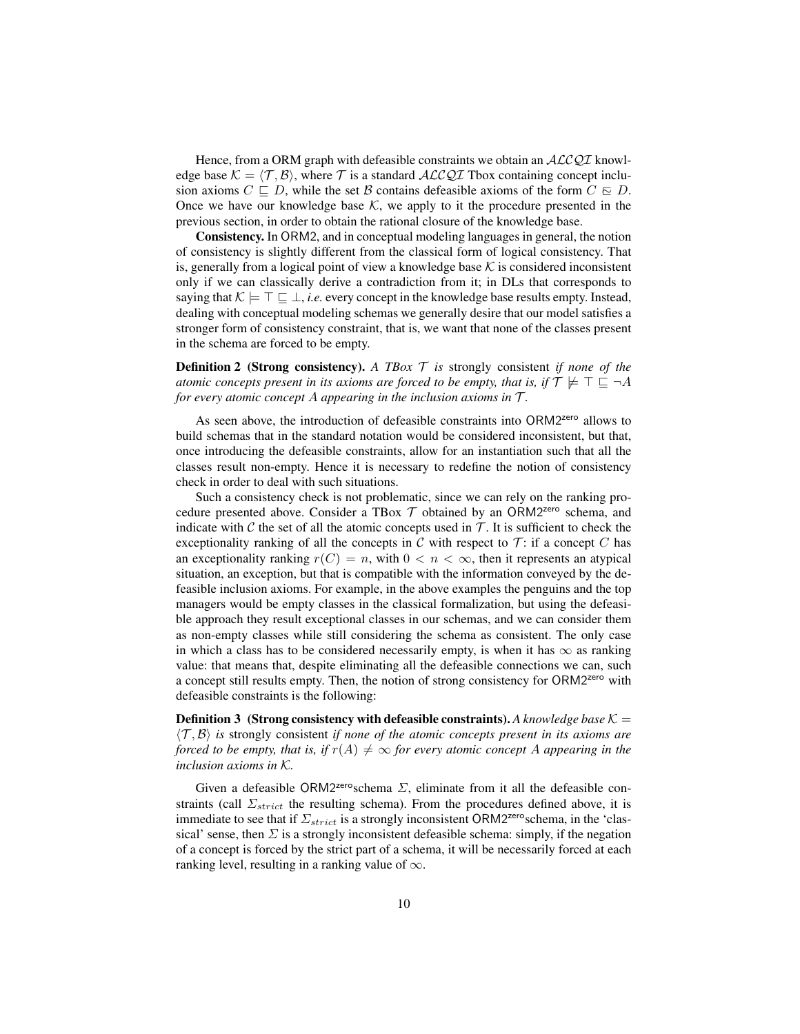Hence, from a ORM graph with defeasible constraints we obtain an $\mathcal{ALCQI}$ knowledge base $\mathcal{K} = \langle \mathcal{T}, \mathcal{B} \rangle$, where $\mathcal{T}$ is a standard $\mathcal{ALCQI}$ Tbox containing concept inclusion axioms $C \sqsubseteq D$, while the set $\mathcal{B}$ contains defeasible axioms of the form $C \mathrel{\tilde{\sqsubseteq}} D$. Once we have our knowledge base $\mathcal{K}$, we apply to it the procedure presented in the previous section, in order to obtain the rational closure of the knowledge base.

**Consistency.** In ORM2, and in conceptual modeling languages in general, the notion of consistency is slightly different from the classical form of logical consistency. That is, generally from a logical point of view a knowledge base $\mathcal{K}$ is considered inconsistent only if we can classically derive a contradiction from it; in DLs that corresponds to saying that $\mathcal{K} \models \top \sqsubseteq \bot$, *i.e.* every concept in the knowledge base results empty. Instead, dealing with conceptual modeling schemas we generally desire that our model satisfies a stronger form of consistency constraint, that is, we want that none of the classes present in the schema are forced to be empty.

**Definition 2 (Strong consistency).** *A TBox $\mathcal{T}$ is* strongly consistent *if none of the atomic concepts present in its axioms are forced to be empty, that is, if $\mathcal{T} \not\models \top \sqsubseteq \neg A$ for every atomic concept $A$ appearing in the inclusion axioms in $\mathcal{T}$.*

As seen above, the introduction of defeasible constraints into ORM2$^{\text{zero}}$ allows to build schemas that in the standard notation would be considered inconsistent, but that, once introducing the defeasible constraints, allow for an instantiation such that all the classes result non-empty. Hence it is necessary to redefine the notion of consistency check in order to deal with such situations.

Such a consistency check is not problematic, since we can rely on the ranking procedure presented above. Consider a TBox $\mathcal{T}$ obtained by an ORM2$^{\text{zero}}$ schema, and indicate with $\mathcal{C}$ the set of all the atomic concepts used in $\mathcal{T}$. It is sufficient to check the exceptionality ranking of all the concepts in $\mathcal{C}$ with respect to $\mathcal{T}$: if a concept $C$ has an exceptionality ranking $r(C) = n$, with $0 < n < \infty$, then it represents an atypical situation, an exception, but that is compatible with the information conveyed by the defeasible inclusion axioms. For example, in the above examples the penguins and the top managers would be empty classes in the classical formalization, but using the defeasible approach they result exceptional classes in our schemas, and we can consider them as non-empty classes while still considering the schema as consistent. The only case in which a class has to be considered necessarily empty, is when it has $\infty$ as ranking value: that means that, despite eliminating all the defeasible connections we can, such a concept still results empty. Then, the notion of strong consistency for ORM2$^{\text{zero}}$ with defeasible constraints is the following:

**Definition 3 (Strong consistency with defeasible constraints).** *A knowledge base $\mathcal{K} = \langle \mathcal{T}, \mathcal{B} \rangle$ is* strongly consistent *if none of the atomic concepts present in its axioms are forced to be empty, that is, if $r(A) \neq \infty$ for every atomic concept $A$ appearing in the inclusion axioms in $\mathcal{K}$.*

Given a defeasible ORM2$^{\text{zero}}$schema $\Sigma$, eliminate from it all the defeasible constraints (call $\Sigma_{strict}$ the resulting schema). From the procedures defined above, it is immediate to see that if $\Sigma_{strict}$ is a strongly inconsistent ORM2$^{\text{zero}}$schema, in the 'classical' sense, then $\Sigma$ is a strongly inconsistent defeasible schema: simply, if the negation of a concept is forced by the strict part of a schema, it will be necessarily forced at each ranking level, resulting in a ranking value of $\infty$.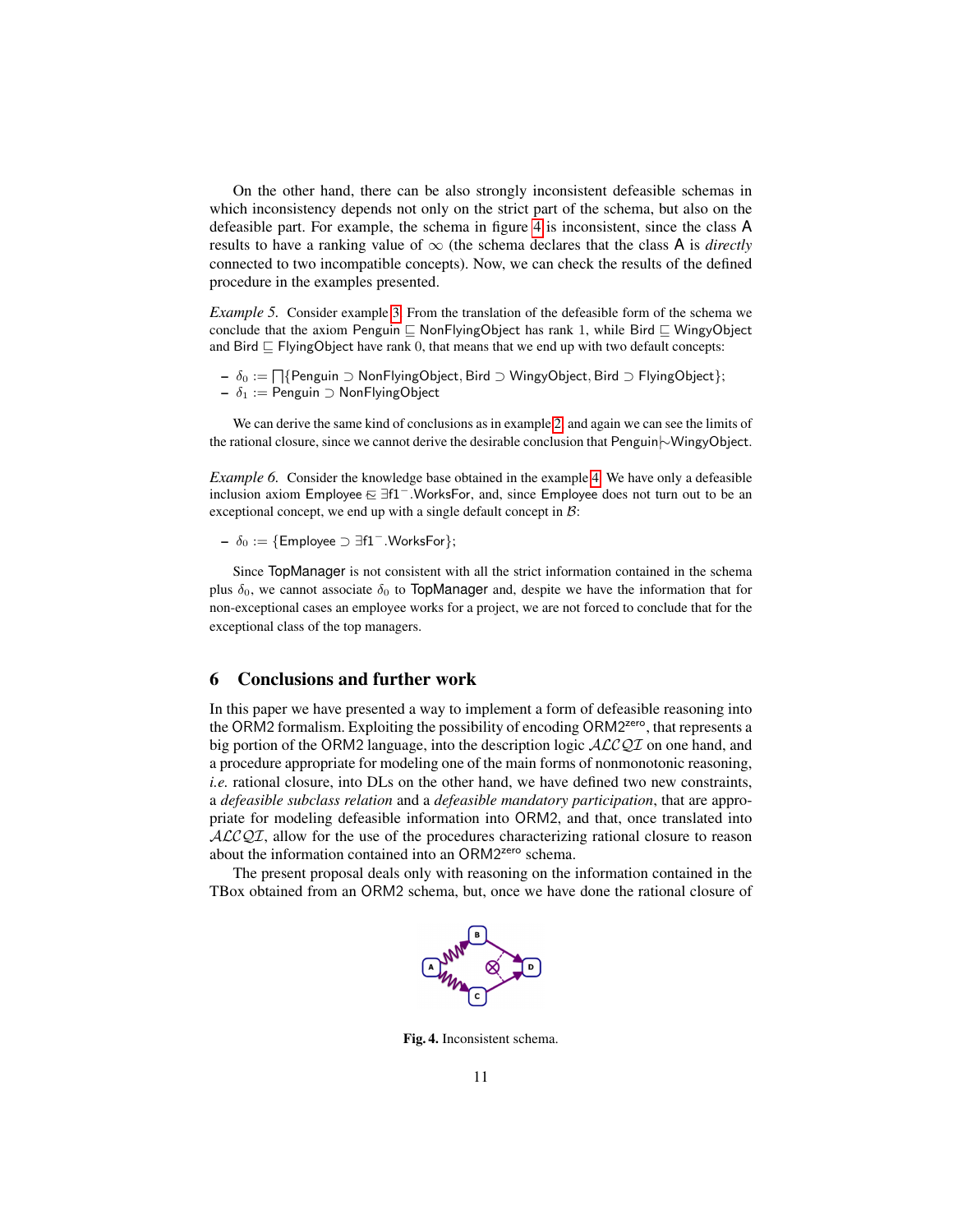On the other hand, there can be also strongly inconsistent defeasible schemas in which inconsistency depends not only on the strict part of the schema, but also on the defeasible part. For example, the schema in figure 4 is inconsistent, since the class A results to have a ranking value of $\infty$ (the schema declares that the class A is *directly* connected to two incompatible concepts). Now, we can check the results of the defined procedure in the examples presented.

*Example 5.* Consider example 3. From the translation of the defeasible form of the schema we conclude that the axiom Penguin $\sqsubseteq$ NonFlyingObject has rank 1, while Bird $\sqsubseteq$ WingyObject and Bird $\sqsubseteq$ FlyingObject have rank 0, that means that we end up with two default concepts:

- $\delta_0 := \bigsqcap\{\mathsf{Penguin} \supset \mathsf{NonFlyingObject}, \mathsf{Bird} \supset \mathsf{WingyObject}, \mathsf{Bird} \supset \mathsf{FlyingObject}\}$;
- $\delta_1 := \mathsf{Penguin} \supset \mathsf{NonFlyingObject}$

We can derive the same kind of conclusions as in example 2, and again we can see the limits of the rational closure, since we cannot derive the desirable conclusion that $\mathsf{Penguin} \mid\!\sim \mathsf{WingyObject}$.

*Example 6.* Consider the knowledge base obtained in the example 4. We have only a defeasible inclusion axiom Employee $\mathrel{\tilde{\sqsubseteq}}$ $\exists$f1$^{-}$.WorksFor, and, since Employee does not turn out to be an exceptional concept, we end up with a single default concept in $\mathcal{B}$:

- $\delta_0 := \{\mathsf{Employee} \supset \exists \mathsf{f1}^{-}.\mathsf{WorksFor}\}$;

Since TopManager is not consistent with all the strict information contained in the schema plus $\delta_0$, we cannot associate $\delta_0$ to TopManager and, despite we have the information that for non-exceptional cases an employee works for a project, we are not forced to conclude that for the exceptional class of the top managers.

## 6 Conclusions and further work

In this paper we have presented a way to implement a form of defeasible reasoning into the ORM2 formalism. Exploiting the possibility of encoding ORM2$^{\text{zero}}$, that represents a big portion of the ORM2 language, into the description logic $\mathcal{ALCQI}$ on one hand, and a procedure appropriate for modeling one of the main forms of nonmonotonic reasoning, *i.e.* rational closure, into DLs on the other hand, we have defined two new constraints, a *defeasible subclass relation* and a *defeasible mandatory participation*, that are appropriate for modeling defeasible information into ORM2, and that, once translated into $\mathcal{ALCQI}$, allow for the use of the procedures characterizing rational closure to reason about the information contained into an ORM2$^{\text{zero}}$ schema.

The present proposal deals only with reasoning on the information contained in the TBox obtained from an ORM2 schema, but, once we have done the rational closure of

Fig. 4. Inconsistent schema.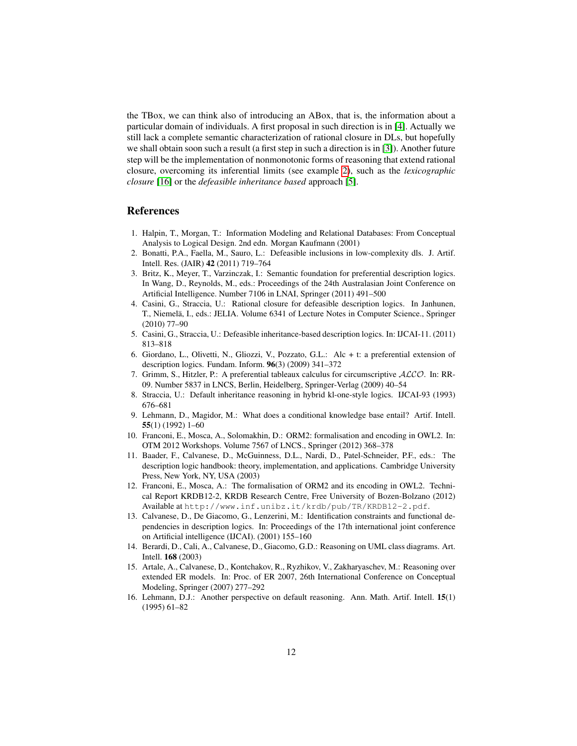the TBox, we can think also of introducing an ABox, that is, the information about a particular domain of individuals. A first proposal in such direction is in [4]. Actually we still lack a complete semantic characterization of rational closure in DLs, but hopefully we shall obtain soon such a result (a first step in such a direction is in [3]). Another future step will be the implementation of nonmonotonic forms of reasoning that extend rational closure, overcoming its inferential limits (see example 2), such as the *lexicographic closure* [16] or the *defeasible inheritance based* approach [5].

## References

1. Halpin, T., Morgan, T.: Information Modeling and Relational Databases: From Conceptual Analysis to Logical Design. 2nd edn. Morgan Kaufmann (2001)
2. Bonatti, P.A., Faella, M., Sauro, L.: Defeasible inclusions in low-complexity dls. J. Artif. Intell. Res. (JAIR) **42** (2011) 719–764
3. Britz, K., Meyer, T., Varzinczak, I.: Semantic foundation for preferential description logics. In Wang, D., Reynolds, M., eds.: Proceedings of the 24th Australasian Joint Conference on Artificial Intelligence. Number 7106 in LNAI, Springer (2011) 491–500
4. Casini, G., Straccia, U.: Rational closure for defeasible description logics. In Janhunen, T., Niemelä, I., eds.: JELIA. Volume 6341 of Lecture Notes in Computer Science., Springer (2010) 77–90
5. Casini, G., Straccia, U.: Defeasible inheritance-based description logics. In: IJCAI-11. (2011) 813–818
6. Giordano, L., Olivetti, N., Gliozzi, V., Pozzato, G.L.: Alc + t: a preferential extension of description logics. Fundam. Inform. **96**(3) (2009) 341–372
7. Grimm, S., Hitzler, P.: A preferential tableaux calculus for circumscriptive $\mathcal{ALCO}$. In: RR-09. Number 5837 in LNCS, Berlin, Heidelberg, Springer-Verlag (2009) 40–54
8. Straccia, U.: Default inheritance reasoning in hybrid kl-one-style logics. IJCAI-93 (1993) 676–681
9. Lehmann, D., Magidor, M.: What does a conditional knowledge base entail? Artif. Intell. **55**(1) (1992) 1–60
10. Franconi, E., Mosca, A., Solomakhin, D.: ORM2: formalisation and encoding in OWL2. In: OTM 2012 Workshops. Volume 7567 of LNCS., Springer (2012) 368–378
11. Baader, F., Calvanese, D., McGuinness, D.L., Nardi, D., Patel-Schneider, P.F., eds.: The description logic handbook: theory, implementation, and applications. Cambridge University Press, New York, NY, USA (2003)
12. Franconi, E., Mosca, A.: The formalisation of ORM2 and its encoding in OWL2. Technical Report KRDB12-2, KRDB Research Centre, Free University of Bozen-Bolzano (2012) Available at `http://www.inf.unibz.it/krdb/pub/TR/KRDB12-2.pdf`.
13. Calvanese, D., De Giacomo, G., Lenzerini, M.: Identification constraints and functional dependencies in description logics. In: Proceedings of the 17th international joint conference on Artificial intelligence (IJCAI). (2001) 155–160
14. Berardi, D., Cali, A., Calvanese, D., Giacomo, G.D.: Reasoning on UML class diagrams. Art. Intell. **168** (2003)
15. Artale, A., Calvanese, D., Kontchakov, R., Ryzhikov, V., Zakharyaschev, M.: Reasoning over extended ER models. In: Proc. of ER 2007, 26th International Conference on Conceptual Modeling, Springer (2007) 277–292
16. Lehmann, D.J.: Another perspective on default reasoning. Ann. Math. Artif. Intell. **15**(1) (1995) 61–82